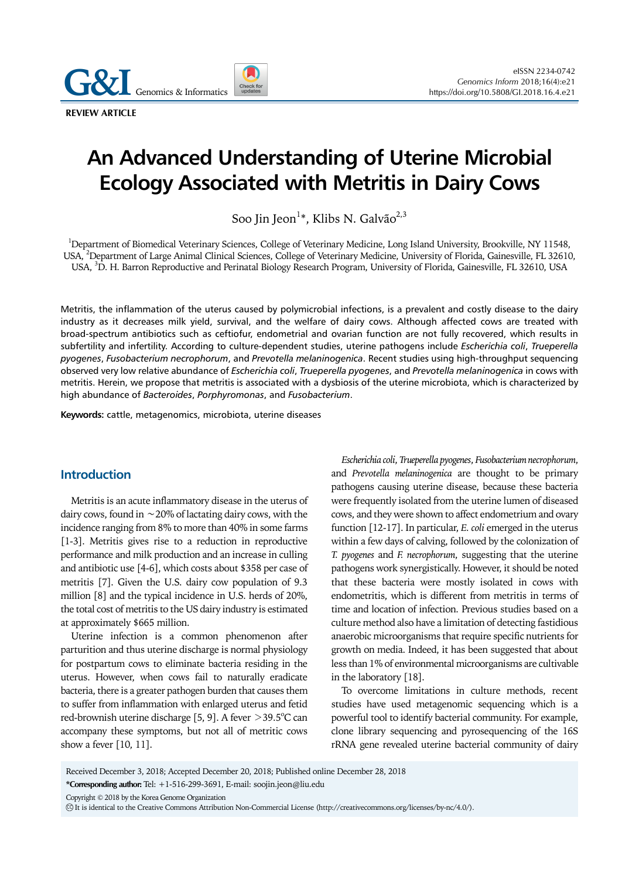REVIEW ARTICLE

# An Advanced Understanding of Uterine Microbial Ecology Associated with Metritis in Dairy Cows

Soo Jin Jeon[1]*, Klibs N. Galvão[2,3]

[1]Department of Biomedical Veterinary Sciences, College of Veterinary Medicine, Long Island University, Brookville, NY 11548, USA, [2]Department of Large Animal Clinical Sciences, College of Veterinary Medicine, University of Florida, Gainesville, FL 32610, USA, [3]D. H. Barron Reproductive and Perinatal Biology Research Program, University of Florida, Gainesville, FL 32610, USA

Metritis, the inflammation of the uterus caused by polymicrobial infections, is a prevalent and costly disease to the dairy industry as it decreases milk yield, survival, and the welfare of dairy cows. Although affected cows are treated with broad-spectrum antibiotics such as ceftiofur, endometrial and ovarian function are not fully recovered, which results in subfertility and infertility. According to culture-dependent studies, uterine pathogens include *Escherichia coli*, *Trueperella pyogenes*, *Fusobacterium necrophorum*, and *Prevotella melaninogenica*. Recent studies using high-throughput sequencing observed very low relative abundance of *Escherichia coli*, *Trueperella pyogenes*, and *Prevotella melaninogenica* in cows with metritis. Herein, we propose that metritis is associated with a dysbiosis of the uterine microbiota, which is characterized by high abundance of *Bacteroides*, *Porphyromonas*, and *Fusobacterium*.

**Keywords:** cattle, metagenomics, microbiota, uterine diseases

## Introduction

Metritis is an acute inflammatory disease in the uterus of dairy cows, found in ~20% of lactating dairy cows, with the incidence ranging from 8% to more than 40% in some farms [1-3]. Metritis gives rise to a reduction in reproductive performance and milk production and an increase in culling and antibiotic use [4-6], which costs about $358 per case of metritis [7]. Given the U.S. dairy cow population of 9.3 million [8] and the typical incidence in U.S. herds of 20%, the total cost of metritis to the US dairy industry is estimated at approximately $665 million.

Uterine infection is a common phenomenon after parturition and thus uterine discharge is normal physiology for postpartum cows to eliminate bacteria residing in the uterus. However, when cows fail to naturally eradicate bacteria, there is a greater pathogen burden that causes them to suffer from inflammation with enlarged uterus and fetid red-brownish uterine discharge [5, 9]. A fever >39.5°C can accompany these symptoms, but not all of metritic cows show a fever [10, 11].

*Escherichia coli*, *Trueperella pyogenes*, *Fusobacterium necrophorum*, and *Prevotella melaninogenica* are thought to be primary pathogens causing uterine disease, because these bacteria were frequently isolated from the uterine lumen of diseased cows, and they were shown to affect endometrium and ovary function [12-17]. In particular, *E. coli* emerged in the uterus within a few days of calving, followed by the colonization of *T. pyogenes* and *F. necrophorum*, suggesting that the uterine pathogens work synergistically. However, it should be noted that these bacteria were mostly isolated in cows with endometritis, which is different from metritis in terms of time and location of infection. Previous studies based on a culture method also have a limitation of detecting fastidious anaerobic microorganisms that require specific nutrients for growth on media. Indeed, it has been suggested that about less than 1% of environmental microorganisms are cultivable in the laboratory [18].

To overcome limitations in culture methods, recent studies have used metagenomic sequencing which is a powerful tool to identify bacterial community. For example, clone library sequencing and pyrosequencing of the 16S rRNA gene revealed uterine bacterial community of dairy

Received December 3, 2018; Accepted December 20, 2018; Published online December 28, 2018

**\*Corresponding author:** Tel: +1-516-299-3691, E-mail: soojin.jeon@liu.edu

Copyright © 2018 by the Korea Genome Organization

Ⓒ It is identical to the Creative Commons Attribution Non-Commercial License (http://creativecommons.org/licenses/by-nc/4.0/).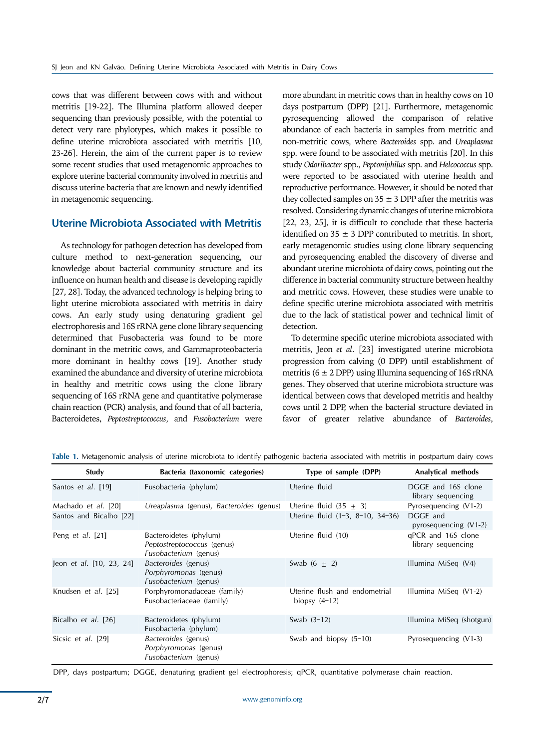cows that was different between cows with and without metritis [19-22]. The Illumina platform allowed deeper sequencing than previously possible, with the potential to detect very rare phylotypes, which makes it possible to define uterine microbiota associated with metritis [10, 23-26]. Herein, the aim of the current paper is to review some recent studies that used metagenomic approaches to explore uterine bacterial community involved in metritis and discuss uterine bacteria that are known and newly identified in metagenomic sequencing.

## Uterine Microbiota Associated with Metritis

As technology for pathogen detection has developed from culture method to next-generation sequencing, our knowledge about bacterial community structure and its influence on human health and disease is developing rapidly [27, 28]. Today, the advanced technology is helping bring to light uterine microbiota associated with metritis in dairy cows. An early study using denaturing gradient gel electrophoresis and 16S rRNA gene clone library sequencing determined that Fusobacteria was found to be more dominant in the metritic cows, and Gammaproteobacteria more dominant in healthy cows [19]. Another study examined the abundance and diversity of uterine microbiota in healthy and metritic cows using the clone library sequencing of 16S rRNA gene and quantitative polymerase chain reaction (PCR) analysis, and found that of all bacteria, Bacteroidetes, *Peptostreptococcus*, and *Fusobacterium* were more abundant in metritic cows than in healthy cows on 10 days postpartum (DPP) [21]. Furthermore, metagenomic pyrosequencing allowed the comparison of relative abundance of each bacteria in samples from metritic and non-metritic cows, where *Bacteroides* spp. and *Ureaplasma* spp. were found to be associated with metritis [20]. In this study *Odoribacter* spp., *Peptoniphilus* spp. and *Helcococcus* spp. were reported to be associated with uterine health and reproductive performance. However, it should be noted that they collected samples on 35 ± 3 DPP after the metritis was resolved. Considering dynamic changes of uterine microbiota [22, 23, 25], it is difficult to conclude that these bacteria identified on 35 ± 3 DPP contributed to metritis. In short, early metagenomic studies using clone library sequencing and pyrosequencing enabled the discovery of diverse and abundant uterine microbiota of dairy cows, pointing out the difference in bacterial community structure between healthy and metritic cows. However, these studies were unable to define specific uterine microbiota associated with metritis due to the lack of statistical power and technical limit of detection.

To determine specific uterine microbiota associated with metritis, Jeon *et al*. [23] investigated uterine microbiota progression from calving (0 DPP) until establishment of metritis (6 ± 2 DPP) using Illumina sequencing of 16S rRNA genes. They observed that uterine microbiota structure was identical between cows that developed metritis and healthy cows until 2 DPP, when the bacterial structure deviated in favor of greater relative abundance of *Bacteroides*,

**Table 1.** Metagenomic analysis of uterine microbiota to identify pathogenic bacteria associated with metritis in postpartum dairy cows

| Study | Bacteria (taxonomic categories) | Type of sample (DPP) | Analytical methods |
|---|---|---|---|
| Santos *et al*. [19] | Fusobacteria (phylum) | Uterine fluid | DGGE and 16S clone library sequencing |
| Machado *et al*. [20] | *Ureaplasma* (genus), *Bacteroides* (genus) | Uterine fluid (35 ± 3) | Pyrosequencing (V1-2) |
| Santos and Bicalho [22] | | Uterine fluid (1–3, 8–10, 34–36) | DGGE and pyrosequencing (V1-2) |
| Peng *et al*. [21] | Bacteroidetes (phylum)<br>*Peptostreptococcus* (genus)<br>*Fusobacterium* (genus) | Uterine fluid (10) | qPCR and 16S clone library sequencing |
| Jeon *et al*. [10, 23, 24] | *Bacteroides* (genus)<br>*Porphyromonas* (genus)<br>*Fusobacterium* (genus) | Swab (6 ± 2) | Illumina MiSeq (V4) |
| Knudsen *et al*. [25] | Porphyromonadaceae (family)<br>Fusobacteriaceae (family) | Uterine flush and endometrial biopsy (4–12) | Illumina MiSeq (V1-2) |
| Bicalho *et al*. [26] | Bacteroidetes (phylum)<br>Fusobacteria (phylum) | Swab (3–12) | Illumina MiSeq (shotgun) |
| Sicsic *et al*. [29] | *Bacteroides* (genus)<br>*Porphyromonas* (genus)<br>*Fusobacterium* (genus) | Swab and biopsy (5–10) | Pyrosequencing (V1-3) |

DPP, days postpartum; DGGE, denaturing gradient gel electrophoresis; qPCR, quantitative polymerase chain reaction.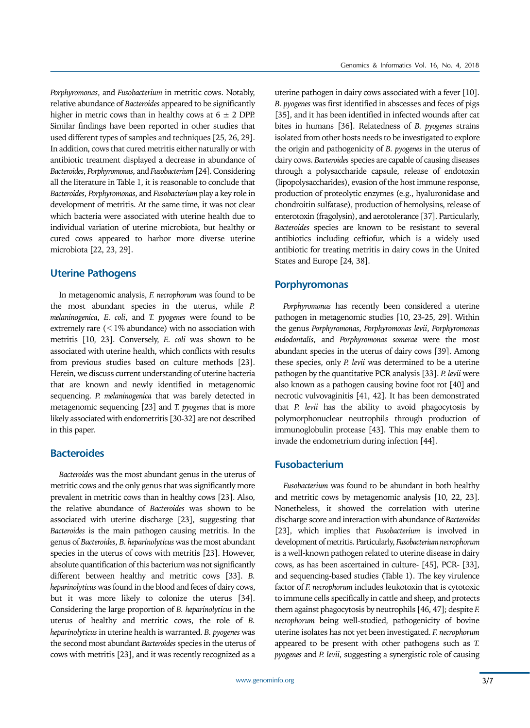*Porphyromonas*, and *Fusobacterium* in metritic cows. Notably, relative abundance of *Bacteroides* appeared to be significantly higher in metric cows than in healthy cows at 6 ± 2 DPP. Similar findings have been reported in other studies that used different types of samples and techniques [25, 26, 29]. In addition, cows that cured metritis either naturally or with antibiotic treatment displayed a decrease in abundance of *Bacteroides*, *Porphyromonas*, and *Fusobacterium* [24]. Considering all the literature in Table 1, it is reasonable to conclude that *Bacteroides*, *Porphyromonas*, and *Fusobacterium* play a key role in development of metritis. At the same time, it was not clear which bacteria were associated with uterine health due to individual variation of uterine microbiota, but healthy or cured cows appeared to harbor more diverse uterine microbiota [22, 23, 29].

## Uterine Pathogens

In metagenomic analysis, *F. necrophorum* was found to be the most abundant species in the uterus, while *P. melaninogenica*, *E. coli*, and *T. pyogenes* were found to be extremely rare (< 1% abundance) with no association with metritis [10, 23]. Conversely, *E. coli* was shown to be associated with uterine health, which conflicts with results from previous studies based on culture methods [23]. Herein, we discuss current understanding of uterine bacteria that are known and newly identified in metagenomic sequencing. *P. melaninogenica* that was barely detected in metagenomic sequencing [23] and *T. pyogenes* that is more likely associated with endometritis [30-32] are not described in this paper.

## Bacteroides

*Bacteroides* was the most abundant genus in the uterus of metritic cows and the only genus that was significantly more prevalent in metritic cows than in healthy cows [23]. Also, the relative abundance of *Bacteroides* was shown to be associated with uterine discharge [23], suggesting that *Bacteroides* is the main pathogen causing metritis. In the genus of *Bacteroides*, *B. heparinolyticus* was the most abundant species in the uterus of cows with metritis [23]. However, absolute quantification of this bacterium was not significantly different between healthy and metritic cows [33]. *B. heparinolyticus* was found in the blood and feces of dairy cows, but it was more likely to colonize the uterus [34]. Considering the large proportion of *B. heparinolyticus* in the uterus of healthy and metritic cows, the role of *B. heparinolyticus* in uterine health is warranted. *B. pyogenes* was the second most abundant *Bacteroides* species in the uterus of cows with metritis [23], and it was recently recognized as a uterine pathogen in dairy cows associated with a fever [10]. *B. pyogenes* was first identified in abscesses and feces of pigs [35], and it has been identified in infected wounds after cat bites in humans [36]. Relatedness of *B. pyogenes* strains isolated from other hosts needs to be investigated to explore the origin and pathogenicity of *B. pyogenes* in the uterus of dairy cows. *Bacteroides* species are capable of causing diseases through a polysaccharide capsule, release of endotoxin (lipopolysaccharides), evasion of the host immune response, production of proteolytic enzymes (e.g., hyaluronidase and chondroitin sulfatase), production of hemolysins, release of enterotoxin (fragolysin), and aerotolerance [37]. Particularly, *Bacteroides* species are known to be resistant to several antibiotics including ceftiofur, which is a widely used antibiotic for treating metritis in dairy cows in the United States and Europe [24, 38].

## Porphyromonas

*Porphyromonas* has recently been considered a uterine pathogen in metagenomic studies [10, 23-25, 29]. Within the genus *Porphyromonas*, *Porphyromonas levii*, *Porphyromonas endodontalis*, and *Porphyromonas somerae* were the most abundant species in the uterus of dairy cows [39]. Among these species, only *P. levii* was determined to be a uterine pathogen by the quantitative PCR analysis [33]. *P. levii* were also known as a pathogen causing bovine foot rot [40] and necrotic vulvovaginitis [41, 42]. It has been demonstrated that *P. levii* has the ability to avoid phagocytosis by polymorphonuclear neutrophils through production of immunoglobulin protease [43]. This may enable them to invade the endometrium during infection [44].

## Fusobacterium

*Fusobacterium* was found to be abundant in both healthy and metritic cows by metagenomic analysis [10, 22, 23]. Nonetheless, it showed the correlation with uterine discharge score and interaction with abundance of *Bacteroides* [23], which implies that *Fusobacterium* is involved in development of metritis. Particularly, *Fusobacterium necrophorum* is a well-known pathogen related to uterine disease in dairy cows, as has been ascertained in culture- [45], PCR- [33], and sequencing-based studies (Table 1). The key virulence factor of *F. necrophorum* includes leukotoxin that is cytotoxic to immune cells specifically in cattle and sheep, and protects them against phagocytosis by neutrophils [46, 47]; despite *F. necrophorum* being well-studied, pathogenicity of bovine uterine isolates has not yet been investigated. *F. necrophorum* appeared to be present with other pathogens such as *T. pyogenes* and *P. levii*, suggesting a synergistic role of causing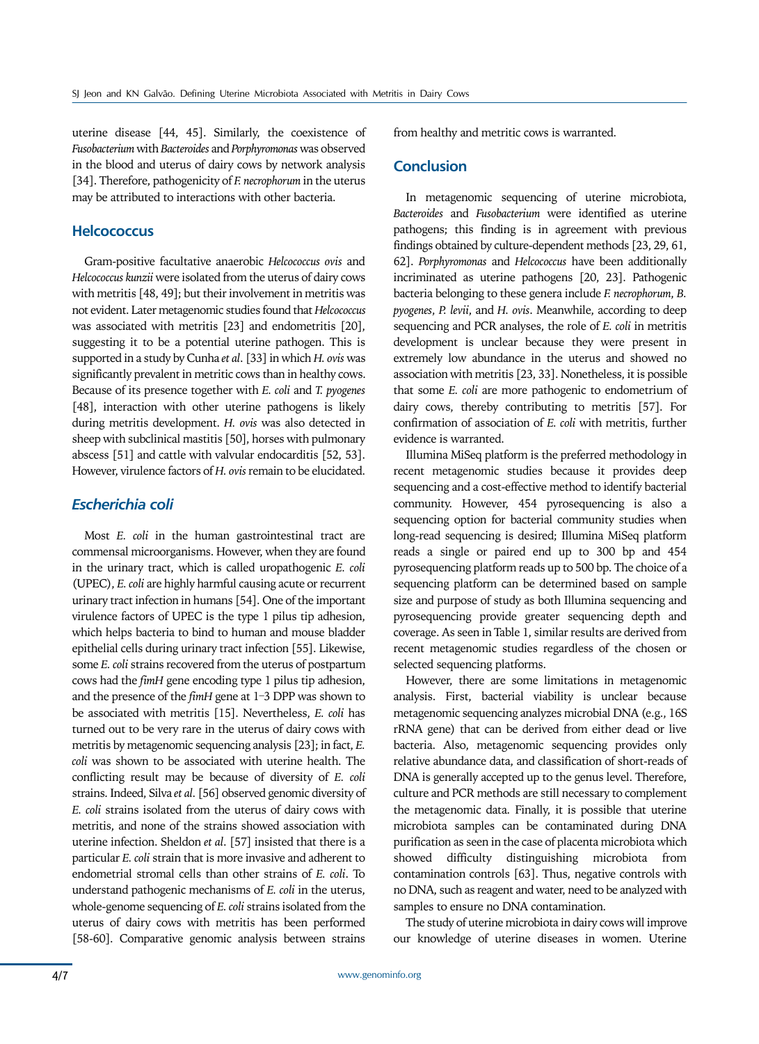uterine disease [44, 45]. Similarly, the coexistence of *Fusobacterium* with *Bacteroides* and *Porphyromonas* was observed in the blood and uterus of dairy cows by network analysis [34]. Therefore, pathogenicity of *F. necrophorum* in the uterus may be attributed to interactions with other bacteria.

## Helcococcus

Gram-positive facultative anaerobic *Helcococcus ovis* and *Helcococcus kunzii* were isolated from the uterus of dairy cows with metritis [48, 49]; but their involvement in metritis was not evident. Later metagenomic studies found that *Helcococcus* was associated with metritis [23] and endometritis [20], suggesting it to be a potential uterine pathogen. This is supported in a study by Cunha *et al*. [33] in which *H. ovis* was significantly prevalent in metritic cows than in healthy cows. Because of its presence together with *E. coli* and *T. pyogenes* [48], interaction with other uterine pathogens is likely during metritis development. *H. ovis* was also detected in sheep with subclinical mastitis [50], horses with pulmonary abscess [51] and cattle with valvular endocarditis [52, 53]. However, virulence factors of *H. ovis* remain to be elucidated.

## *Escherichia coli*

Most *E. coli* in the human gastrointestinal tract are commensal microorganisms. However, when they are found in the urinary tract, which is called uropathogenic *E. coli* (UPEC), *E. coli* are highly harmful causing acute or recurrent urinary tract infection in humans [54]. One of the important virulence factors of UPEC is the type 1 pilus tip adhesion, which helps bacteria to bind to human and mouse bladder epithelial cells during urinary tract infection [55]. Likewise, some *E. coli* strains recovered from the uterus of postpartum cows had the *fimH* gene encoding type 1 pilus tip adhesion, and the presence of the *fimH* gene at 1–3 DPP was shown to be associated with metritis [15]. Nevertheless, *E. coli* has turned out to be very rare in the uterus of dairy cows with metritis by metagenomic sequencing analysis [23]; in fact, *E. coli* was shown to be associated with uterine health. The conflicting result may be because of diversity of *E. coli* strains. Indeed, Silva *et al*. [56] observed genomic diversity of *E. coli* strains isolated from the uterus of dairy cows with metritis, and none of the strains showed association with uterine infection. Sheldon *et al*. [57] insisted that there is a particular *E. coli* strain that is more invasive and adherent to endometrial stromal cells than other strains of *E. coli*. To understand pathogenic mechanisms of *E. coli* in the uterus, whole-genome sequencing of *E. coli* strains isolated from the uterus of dairy cows with metritis has been performed [58-60]. Comparative genomic analysis between strains from healthy and metritic cows is warranted.

## Conclusion

In metagenomic sequencing of uterine microbiota, *Bacteroides* and *Fusobacterium* were identified as uterine pathogens; this finding is in agreement with previous findings obtained by culture-dependent methods [23, 29, 61, 62]. *Porphyromonas* and *Helcococcus* have been additionally incriminated as uterine pathogens [20, 23]. Pathogenic bacteria belonging to these genera include *F. necrophorum*, *B. pyogenes*, *P. levii*, and *H. ovis*. Meanwhile, according to deep sequencing and PCR analyses, the role of *E. coli* in metritis development is unclear because they were present in extremely low abundance in the uterus and showed no association with metritis [23, 33]. Nonetheless, it is possible that some *E. coli* are more pathogenic to endometrium of dairy cows, thereby contributing to metritis [57]. For confirmation of association of *E. coli* with metritis, further evidence is warranted.

Illumina MiSeq platform is the preferred methodology in recent metagenomic studies because it provides deep sequencing and a cost-effective method to identify bacterial community. However, 454 pyrosequencing is also a sequencing option for bacterial community studies when long-read sequencing is desired; Illumina MiSeq platform reads a single or paired end up to 300 bp and 454 pyrosequencing platform reads up to 500 bp. The choice of a sequencing platform can be determined based on sample size and purpose of study as both Illumina sequencing and pyrosequencing provide greater sequencing depth and coverage. As seen in Table 1, similar results are derived from recent metagenomic studies regardless of the chosen or selected sequencing platforms.

However, there are some limitations in metagenomic analysis. First, bacterial viability is unclear because metagenomic sequencing analyzes microbial DNA (e.g., 16S rRNA gene) that can be derived from either dead or live bacteria. Also, metagenomic sequencing provides only relative abundance data, and classification of short-reads of DNA is generally accepted up to the genus level. Therefore, culture and PCR methods are still necessary to complement the metagenomic data. Finally, it is possible that uterine microbiota samples can be contaminated during DNA purification as seen in the case of placenta microbiota which showed difficulty distinguishing microbiota from contamination controls [63]. Thus, negative controls with no DNA, such as reagent and water, need to be analyzed with samples to ensure no DNA contamination.

The study of uterine microbiota in dairy cows will improve our knowledge of uterine diseases in women. Uterine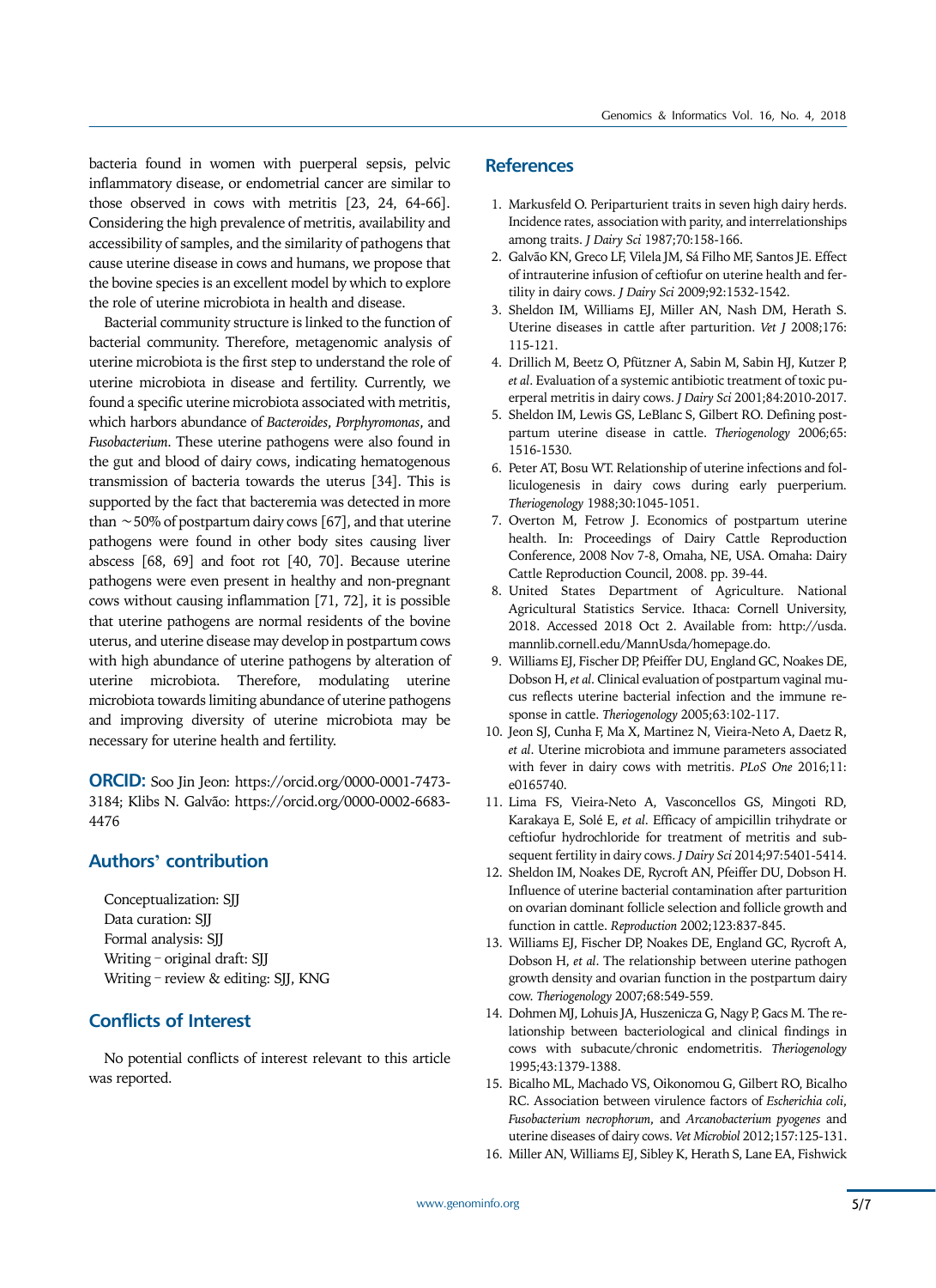bacteria found in women with puerperal sepsis, pelvic inflammatory disease, or endometrial cancer are similar to those observed in cows with metritis [23, 24, 64-66]. Considering the high prevalence of metritis, availability and accessibility of samples, and the similarity of pathogens that cause uterine disease in cows and humans, we propose that the bovine species is an excellent model by which to explore the role of uterine microbiota in health and disease.

Bacterial community structure is linked to the function of bacterial community. Therefore, metagenomic analysis of uterine microbiota is the first step to understand the role of uterine microbiota in disease and fertility. Currently, we found a specific uterine microbiota associated with metritis, which harbors abundance of *Bacteroides*, *Porphyromonas*, and *Fusobacterium*. These uterine pathogens were also found in the gut and blood of dairy cows, indicating hematogenous transmission of bacteria towards the uterus [34]. This is supported by the fact that bacteremia was detected in more than ~50% of postpartum dairy cows [67], and that uterine pathogens were found in other body sites causing liver abscess [68, 69] and foot rot [40, 70]. Because uterine pathogens were even present in healthy and non-pregnant cows without causing inflammation [71, 72], it is possible that uterine pathogens are normal residents of the bovine uterus, and uterine disease may develop in postpartum cows with high abundance of uterine pathogens by alteration of uterine microbiota. Therefore, modulating uterine microbiota towards limiting abundance of uterine pathogens and improving diversity of uterine microbiota may be necessary for uterine health and fertility.

**ORCID:** Soo Jin Jeon: https://orcid.org/0000-0001-7473-3184; Klibs N. Galvão: https://orcid.org/0000-0002-6683-4476

## Authors' contribution

Conceptualization: SJJ
Data curation: SJJ
Formal analysis: SJJ
Writing – original draft: SJJ
Writing – review & editing: SJJ, KNG

## Conflicts of Interest

No potential conflicts of interest relevant to this article was reported.

## References

1. Markusfeld O. Periparturient traits in seven high dairy herds. Incidence rates, association with parity, and interrelationships among traits. *J Dairy Sci* 1987;70:158-166.
2. Galvão KN, Greco LF, Vilela JM, Sá Filho MF, Santos JE. Effect of intrauterine infusion of ceftiofur on uterine health and fertility in dairy cows. *J Dairy Sci* 2009;92:1532-1542.
3. Sheldon IM, Williams EJ, Miller AN, Nash DM, Herath S. Uterine diseases in cattle after parturition. *Vet J* 2008;176:115-121.
4. Drillich M, Beetz O, Pfützner A, Sabin M, Sabin HJ, Kutzer P, *et al*. Evaluation of a systemic antibiotic treatment of toxic puerperal metritis in dairy cows. *J Dairy Sci* 2001;84:2010-2017.
5. Sheldon IM, Lewis GS, LeBlanc S, Gilbert RO. Defining postpartum uterine disease in cattle. *Theriogenology* 2006;65:1516-1530.
6. Peter AT, Bosu WT. Relationship of uterine infections and folliculogenesis in dairy cows during early puerperium. *Theriogenology* 1988;30:1045-1051.
7. Overton M, Fetrow J. Economics of postpartum uterine health. In: Proceedings of Dairy Cattle Reproduction Conference, 2008 Nov 7-8, Omaha, NE, USA. Omaha: Dairy Cattle Reproduction Council, 2008. pp. 39-44.
8. United States Department of Agriculture. National Agricultural Statistics Service. Ithaca: Cornell University, 2018. Accessed 2018 Oct 2. Available from: http://usda.mannlib.cornell.edu/MannUsda/homepage.do.
9. Williams EJ, Fischer DP, Pfeiffer DU, England GC, Noakes DE, Dobson H, *et al*. Clinical evaluation of postpartum vaginal mucus reflects uterine bacterial infection and the immune response in cattle. *Theriogenology* 2005;63:102-117.
10. Jeon SJ, Cunha F, Ma X, Martinez N, Vieira-Neto A, Daetz R, *et al*. Uterine microbiota and immune parameters associated with fever in dairy cows with metritis. *PLoS One* 2016;11:e0165740.
11. Lima FS, Vieira-Neto A, Vasconcellos GS, Mingoti RD, Karakaya E, Solé E, *et al*. Efficacy of ampicillin trihydrate or ceftiofur hydrochloride for treatment of metritis and subsequent fertility in dairy cows. *J Dairy Sci* 2014;97:5401-5414.
12. Sheldon IM, Noakes DE, Rycroft AN, Pfeiffer DU, Dobson H. Influence of uterine bacterial contamination after parturition on ovarian dominant follicle selection and follicle growth and function in cattle. *Reproduction* 2002;123:837-845.
13. Williams EJ, Fischer DP, Noakes DE, England GC, Rycroft A, Dobson H, *et al*. The relationship between uterine pathogen growth density and ovarian function in the postpartum dairy cow. *Theriogenology* 2007;68:549-559.
14. Dohmen MJ, Lohuis JA, Huszenicza G, Nagy P, Gacs M. The relationship between bacteriological and clinical findings in cows with subacute/chronic endometritis. *Theriogenology* 1995;43:1379-1388.
15. Bicalho ML, Machado VS, Oikonomou G, Gilbert RO, Bicalho RC. Association between virulence factors of *Escherichia coli*, *Fusobacterium necrophorum*, and *Arcanobacterium pyogenes* and uterine diseases of dairy cows. *Vet Microbiol* 2012;157:125-131.
16. Miller AN, Williams EJ, Sibley K, Herath S, Lane EA, Fishwick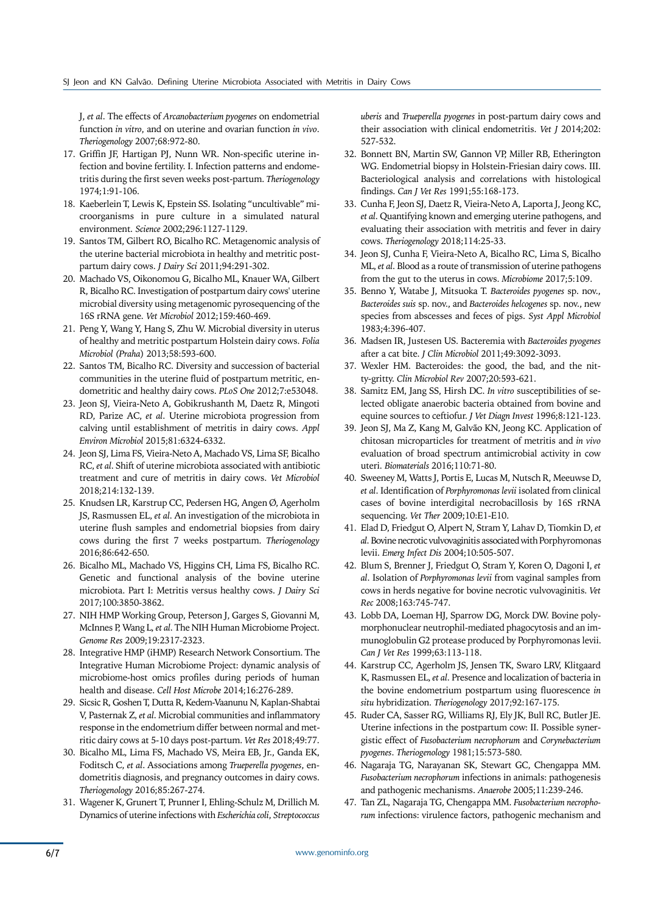J, *et al*. The effects of *Arcanobacterium pyogenes* on endometrial function *in vitro*, and on uterine and ovarian function *in vivo*. *Theriogenology* 2007;68:972-80.

17. Griffin JF, Hartigan PJ, Nunn WR. Non-specific uterine infection and bovine fertility. I. Infection patterns and endometritis during the first seven weeks post-partum. *Theriogenology* 1974;1:91-106.
18. Kaeberlein T, Lewis K, Epstein SS. Isolating "uncultivable" microorganisms in pure culture in a simulated natural environment. *Science* 2002;296:1127-1129.
19. Santos TM, Gilbert RO, Bicalho RC. Metagenomic analysis of the uterine bacterial microbiota in healthy and metritic postpartum dairy cows. *J Dairy Sci* 2011;94:291-302.
20. Machado VS, Oikonomou G, Bicalho ML, Knauer WA, Gilbert R, Bicalho RC. Investigation of postpartum dairy cows' uterine microbial diversity using metagenomic pyrosequencing of the 16S rRNA gene. *Vet Microbiol* 2012;159:460-469.
21. Peng Y, Wang Y, Hang S, Zhu W. Microbial diversity in uterus of healthy and metritic postpartum Holstein dairy cows. *Folia Microbiol (Praha)* 2013;58:593-600.
22. Santos TM, Bicalho RC. Diversity and succession of bacterial communities in the uterine fluid of postpartum metritic, endometritic and healthy dairy cows. *PLoS One* 2012;7:e53048.
23. Jeon SJ, Vieira-Neto A, Gobikrushanth M, Daetz R, Mingoti RD, Parize AC, *et al*. Uterine microbiota progression from calving until establishment of metritis in dairy cows. *Appl Environ Microbiol* 2015;81:6324-6332.
24. Jeon SJ, Lima FS, Vieira-Neto A, Machado VS, Lima SF, Bicalho RC, *et al*. Shift of uterine microbiota associated with antibiotic treatment and cure of metritis in dairy cows. *Vet Microbiol* 2018;214:132-139.
25. Knudsen LR, Karstrup CC, Pedersen HG, Angen Ø, Agerholm JS, Rasmussen EL, *et al*. An investigation of the microbiota in uterine flush samples and endometrial biopsies from dairy cows during the first 7 weeks postpartum. *Theriogenology* 2016;86:642-650.
26. Bicalho ML, Machado VS, Higgins CH, Lima FS, Bicalho RC. Genetic and functional analysis of the bovine uterine microbiota. Part I: Metritis versus healthy cows. *J Dairy Sci* 2017;100:3850-3862.
27. NIH HMP Working Group, Peterson J, Garges S, Giovanni M, McInnes P, Wang L, *et al*. The NIH Human Microbiome Project. *Genome Res* 2009;19:2317-2323.
28. Integrative HMP (iHMP) Research Network Consortium. The Integrative Human Microbiome Project: dynamic analysis of microbiome-host omics profiles during periods of human health and disease. *Cell Host Microbe* 2014;16:276-289.
29. Sicsic R, Goshen T, Dutta R, Kedem-Vaanunu N, Kaplan-Shabtai V, Pasternak Z, *et al*. Microbial communities and inflammatory response in the endometrium differ between normal and metritic dairy cows at 5-10 days post-partum. *Vet Res* 2018;49:77.
30. Bicalho ML, Lima FS, Machado VS, Meira EB, Jr., Ganda EK, Foditsch C, *et al*. Associations among *Trueperella pyogenes*, endometritis diagnosis, and pregnancy outcomes in dairy cows. *Theriogenology* 2016;85:267-274.
31. Wagener K, Grunert T, Prunner I, Ehling-Schulz M, Drillich M. Dynamics of uterine infections with *Escherichia coli*, *Streptococcus uberis* and *Trueperella pyogenes* in post-partum dairy cows and their association with clinical endometritis. *Vet J* 2014;202:527-532.
32. Bonnett BN, Martin SW, Gannon VP, Miller RB, Etherington WG. Endometrial biopsy in Holstein-Friesian dairy cows. III. Bacteriological analysis and correlations with histological findings. *Can J Vet Res* 1991;55:168-173.
33. Cunha F, Jeon SJ, Daetz R, Vieira-Neto A, Laporta J, Jeong KC, *et al*. Quantifying known and emerging uterine pathogens, and evaluating their association with metritis and fever in dairy cows. *Theriogenology* 2018;114:25-33.
34. Jeon SJ, Cunha F, Vieira-Neto A, Bicalho RC, Lima S, Bicalho ML, *et al*. Blood as a route of transmission of uterine pathogens from the gut to the uterus in cows. *Microbiome* 2017;5:109.
35. Benno Y, Watabe J, Mitsuoka T. *Bacteroides pygenes* sp. nov., *Bacteroides suis* sp. nov., and *Bacteroides helcogenes* sp. nov., new species from abscesses and feces of pigs. *Syst Appl Microbiol* 1983;4:396-407.
36. Madsen IR, Justesen US. Bacteremia with *Bacteroides pyogenes* after a cat bite. *J Clin Microbiol* 2011;49:3092-3093.
37. Wexler HM. Bacteroides: the good, the bad, and the nitty-gritty. *Clin Microbiol Rev* 2007;20:593-621.
38. Samitz EM, Jang SS, Hirsh DC. *In vitro* susceptibilities of selected obligate anaerobic bacteria obtained from bovine and equine sources to ceftiofur. *J Vet Diagn Invest* 1996;8:121-123.
39. Jeon SJ, Ma Z, Kang M, Galvão KN, Jeong KC. Application of chitosan microparticles for treatment of metritis and *in vivo* evaluation of broad spectrum antimicrobial activity in cow uteri. *Biomaterials* 2016;110:71-80.
40. Sweeney M, Watts J, Portis E, Lucas M, Nutsch R, Meeuwse D, *et al*. Identification of *Porphyromonas levii* isolated from clinical cases of bovine interdigital necrobacillosis by 16S rRNA sequencing. *Vet Ther* 2009;10:E1-E10.
41. Elad D, Friedgut O, Alpert N, Stram Y, Lahav D, Tiomkin D, *et al*. Bovine necrotic vulvovaginitis associated with Porphyromonas levii. *Emerg Infect Dis* 2004;10:505-507.
42. Blum S, Brenner J, Friedgut O, Stram Y, Koren O, Dagoni I, *et al*. Isolation of *Porphyromonas levii* from vaginal samples from cows in herds negative for bovine necrotic vulvovaginitis. *Vet Rec* 2008;163:745-747.
43. Lobb DA, Loeman HJ, Sparrow DG, Morck DW. Bovine polymorphonuclear neutrophil-mediated phagocytosis and an immunoglobulin G2 protease produced by Porphyromonas levii. *Can J Vet Res* 1999;63:113-118.
44. Karstrup CC, Agerholm JS, Jensen TK, Swaro LRV, Klitgaard K, Rasmussen EL, *et al*. Presence and localization of bacteria in the bovine endometrium postpartum using fluorescence *in situ* hybridization. *Theriogenology* 2017;92:167-175.
45. Ruder CA, Sasser RG, Williams RJ, Ely JK, Bull RC, Butler JE. Uterine infections in the postpartum cow: II. Possible synergistic effect of *Fusobacterium necrophorum* and *Corynebacterium pyogenes*. *Theriogenology* 1981;15:573-580.
46. Nagaraja TG, Narayanan SK, Stewart GC, Chengappa MM. *Fusobacterium necrophorum* infections in animals: pathogenesis and pathogenic mechanisms. *Anaerobe* 2005;11:239-246.
47. Tan ZL, Nagaraja TG, Chengappa MM. *Fusobacterium necrophorum* infections: virulence factors, pathogenic mechanism and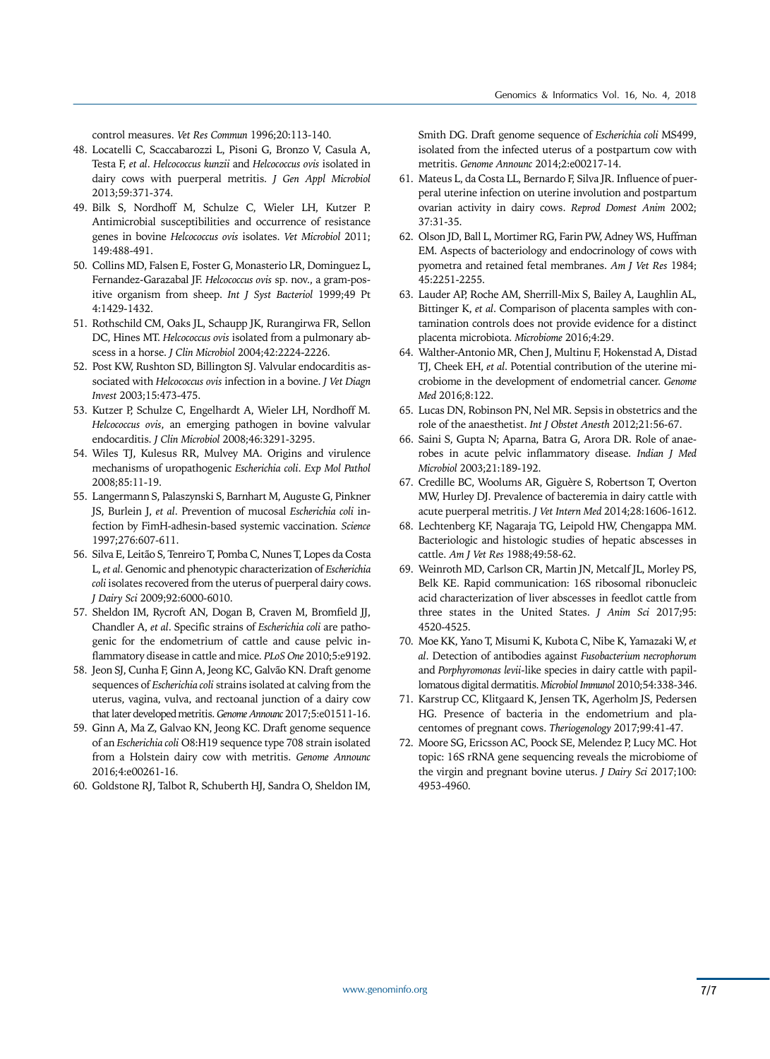control measures. *Vet Res Commun* 1996;20:113-140.

48. Locatelli C, Scaccabarozzi L, Pisoni G, Bronzo V, Casula A, Testa F, *et al*. *Helcococcus kunzii* and *Helcococcus ovis* isolated in dairy cows with puerperal metritis. *J Gen Appl Microbiol* 2013;59:371-374.
49. Bilk S, Nordhoff M, Schulze C, Wieler LH, Kutzer P. Antimicrobial susceptibilities and occurrence of resistance genes in bovine *Helcococcus ovis* isolates. *Vet Microbiol* 2011; 149:488-491.
50. Collins MD, Falsen E, Foster G, Monasterio LR, Dominguez L, Fernandez-Garazabal JF. *Helcococcus ovis* sp. nov., a gram-positive organism from sheep. *Int J Syst Bacteriol* 1999;49 Pt 4:1429-1432.
51. Rothschild CM, Oaks JL, Schaupp JK, Rurangirwa FR, Sellon DC, Hines MT. *Helcococcus ovis* isolated from a pulmonary abscess in a horse. *J Clin Microbiol* 2004;42:2224-2226.
52. Post KW, Rushton SD, Billington SJ. Valvular endocarditis associated with *Helcococcus ovis* infection in a bovine. *J Vet Diagn Invest* 2003;15:473-475.
53. Kutzer P, Schulze C, Engelhardt A, Wieler LH, Nordhoff M. *Helcococcus ovis*, an emerging pathogen in bovine valvular endocarditis. *J Clin Microbiol* 2008;46:3291-3295.
54. Wiles TJ, Kulesus RR, Mulvey MA. Origins and virulence mechanisms of uropathogenic *Escherichia coli*. *Exp Mol Pathol* 2008;85:11-19.
55. Langermann S, Palaszynski S, Barnhart M, Auguste G, Pinkner JS, Burlein J, *et al*. Prevention of mucosal *Escherichia coli* infection by FimH-adhesin-based systemic vaccination. *Science* 1997;276:607-611.
56. Silva E, Leitão S, Tenreiro T, Pomba C, Nunes T, Lopes da Costa L, *et al*. Genomic and phenotypic characterization of *Escherichia coli* isolates recovered from the uterus of puerperal dairy cows. *J Dairy Sci* 2009;92:6000-6010.
57. Sheldon IM, Rycroft AN, Dogan B, Craven M, Bromfield JJ, Chandler A, *et al*. Specific strains of *Escherichia coli* are pathogenic for the endometrium of cattle and cause pelvic inflammatory disease in cattle and mice. *PLoS One* 2010;5:e9192.
58. Jeon SJ, Cunha F, Ginn A, Jeong KC, Galvão KN. Draft genome sequences of *Escherichia coli* strains isolated at calving from the uterus, vagina, vulva, and rectoanal junction of a dairy cow that later developed metritis. *Genome Announc* 2017;5:e01511-16.
59. Ginn A, Ma Z, Galvao KN, Jeong KC. Draft genome sequence of an *Escherichia coli* O8:H19 sequence type 708 strain isolated from a Holstein dairy cow with metritis. *Genome Announc* 2016;4:e00261-16.
60. Goldstone RJ, Talbot R, Schuberth HJ, Sandra O, Sheldon IM, Smith DG. Draft genome sequence of *Escherichia coli* MS499, isolated from the infected uterus of a postpartum cow with metritis. *Genome Announc* 2014;2:e00217-14.
61. Mateus L, da Costa LL, Bernardo F, Silva JR. Influence of puerperal uterine infection on uterine involution and postpartum ovarian activity in dairy cows. *Reprod Domest Anim* 2002; 37:31-35.
62. Olson JD, Ball L, Mortimer RG, Farin PW, Adney WS, Huffman EM. Aspects of bacteriology and endocrinology of cows with pyometra and retained fetal membranes. *Am J Vet Res* 1984; 45:2251-2255.
63. Lauder AP, Roche AM, Sherrill-Mix S, Bailey A, Laughlin AL, Bittinger K, *et al*. Comparison of placenta samples with contamination controls does not provide evidence for a distinct placenta microbiota. *Microbiome* 2016;4:29.
64. Walther-Antonio MR, Chen J, Multinu F, Hokenstad A, Distad TJ, Cheek EH, *et al*. Potential contribution of the uterine microbiome in the development of endometrial cancer. *Genome Med* 2016;8:122.
65. Lucas DN, Robinson PN, Nel MR. Sepsis in obstetrics and the role of the anaesthetist. *Int J Obstet Anesth* 2012;21:56-67.
66. Saini S, Gupta N; Aparna, Batra G, Arora DR. Role of anaerobes in acute pelvic inflammatory disease. *Indian J Med Microbiol* 2003;21:189-192.
67. Credille BC, Woolums AR, Giguère S, Robertson T, Overton MW, Hurley DJ. Prevalence of bacteremia in dairy cattle with acute puerperal metritis. *J Vet Intern Med* 2014;28:1606-1612.
68. Lechtenberg KF, Nagaraja TG, Leipold HW, Chengappa MM. Bacteriologic and histologic studies of hepatic abscesses in cattle. *Am J Vet Res* 1988;49:58-62.
69. Weinroth MD, Carlson CR, Martin JN, Metcalf JL, Morley PS, Belk KE. Rapid communication: 16S ribosomal ribonucleic acid characterization of liver abscesses in feedlot cattle from three states in the United States. *J Anim Sci* 2017;95: 4520-4525.
70. Moe KK, Yano T, Misumi K, Kubota C, Nibe K, Yamazaki W, *et al*. Detection of antibodies against *Fusobacterium necrophorum* and *Porphyromonas levii*-like species in dairy cattle with papillomatous digital dermatitis. *Microbiol Immunol* 2010;54:338-346.
71. Karstrup CC, Klitgaard K, Jensen TK, Agerholm JS, Pedersen HG. Presence of bacteria in the endometrium and placentomes of pregnant cows. *Theriogenology* 2017;99:41-47.
72. Moore SG, Ericsson AC, Poock SE, Melendez P, Lucy MC. Hot topic: 16S rRNA gene sequencing reveals the microbiome of the virgin and pregnant bovine uterus. *J Dairy Sci* 2017;100: 4953-4960.